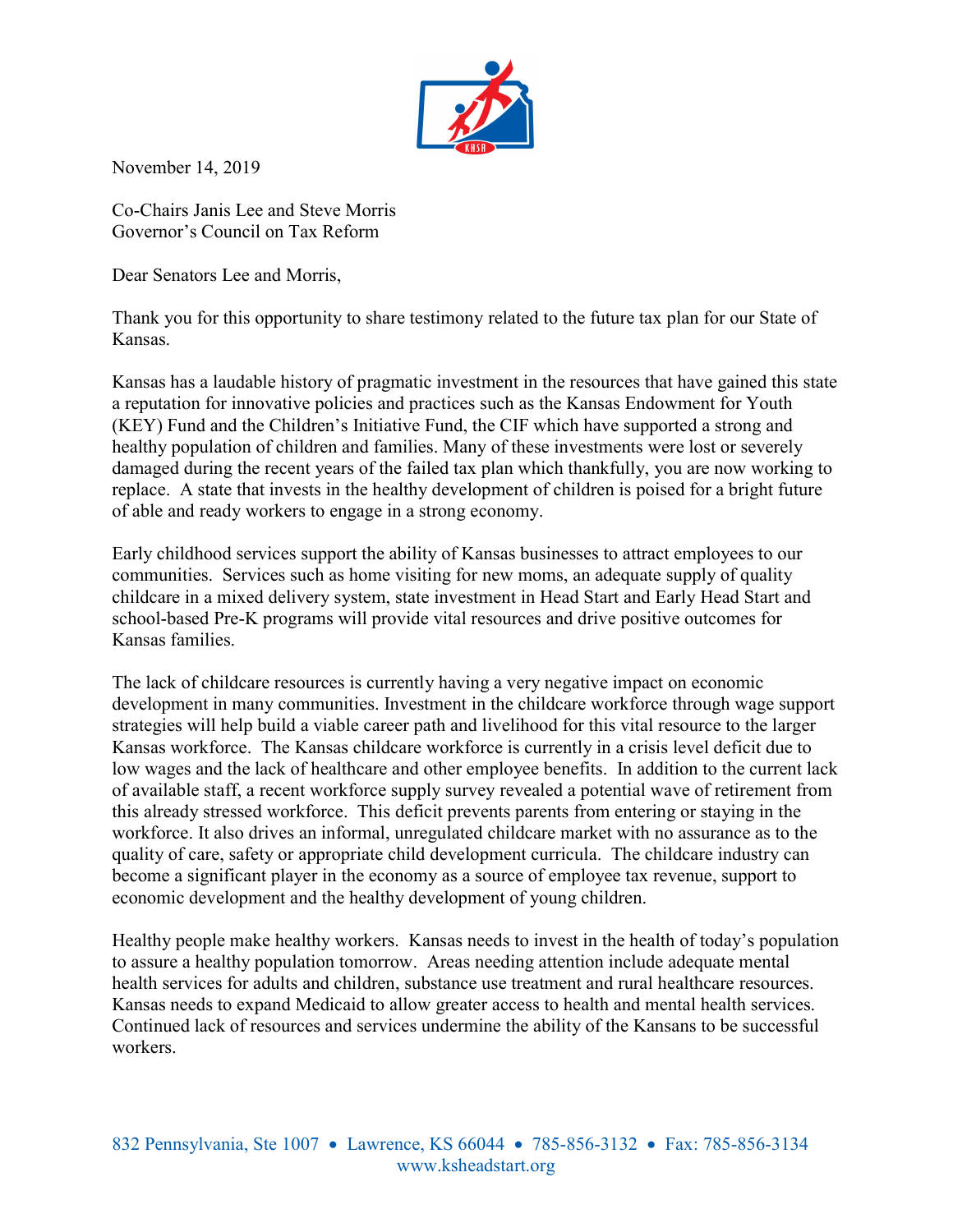November 14, 2019

Co-Chairs Janis Lee and Steve Morris
Governor's Council on Tax Reform

Dear Senators Lee and Morris,

Thank you for this opportunity to share testimony related to the future tax plan for our State of Kansas.

Kansas has a laudable history of pragmatic investment in the resources that have gained this state a reputation for innovative policies and practices such as the Kansas Endowment for Youth (KEY) Fund and the Children's Initiative Fund, the CIF which have supported a strong and healthy population of children and families. Many of these investments were lost or severely damaged during the recent years of the failed tax plan which thankfully, you are now working to replace. A state that invests in the healthy development of children is poised for a bright future of able and ready workers to engage in a strong economy.

Early childhood services support the ability of Kansas businesses to attract employees to our communities. Services such as home visiting for new moms, an adequate supply of quality childcare in a mixed delivery system, state investment in Head Start and Early Head Start and school-based Pre-K programs will provide vital resources and drive positive outcomes for Kansas families.

The lack of childcare resources is currently having a very negative impact on economic development in many communities. Investment in the childcare workforce through wage support strategies will help build a viable career path and livelihood for this vital resource to the larger Kansas workforce. The Kansas childcare workforce is currently in a crisis level deficit due to low wages and the lack of healthcare and other employee benefits. In addition to the current lack of available staff, a recent workforce supply survey revealed a potential wave of retirement from this already stressed workforce. This deficit prevents parents from entering or staying in the workforce. It also drives an informal, unregulated childcare market with no assurance as to the quality of care, safety or appropriate child development curricula. The childcare industry can become a significant player in the economy as a source of employee tax revenue, support to economic development and the healthy development of young children.

Healthy people make healthy workers. Kansas needs to invest in the health of today's population to assure a healthy population tomorrow. Areas needing attention include adequate mental health services for adults and children, substance use treatment and rural healthcare resources. Kansas needs to expand Medicaid to allow greater access to health and mental health services. Continued lack of resources and services undermine the ability of the Kansans to be successful workers.

832 Pennsylvania, Ste 1007 • Lawrence, KS 66044 • 785-856-3132 • Fax: 785-856-3134
www.ksheadstart.org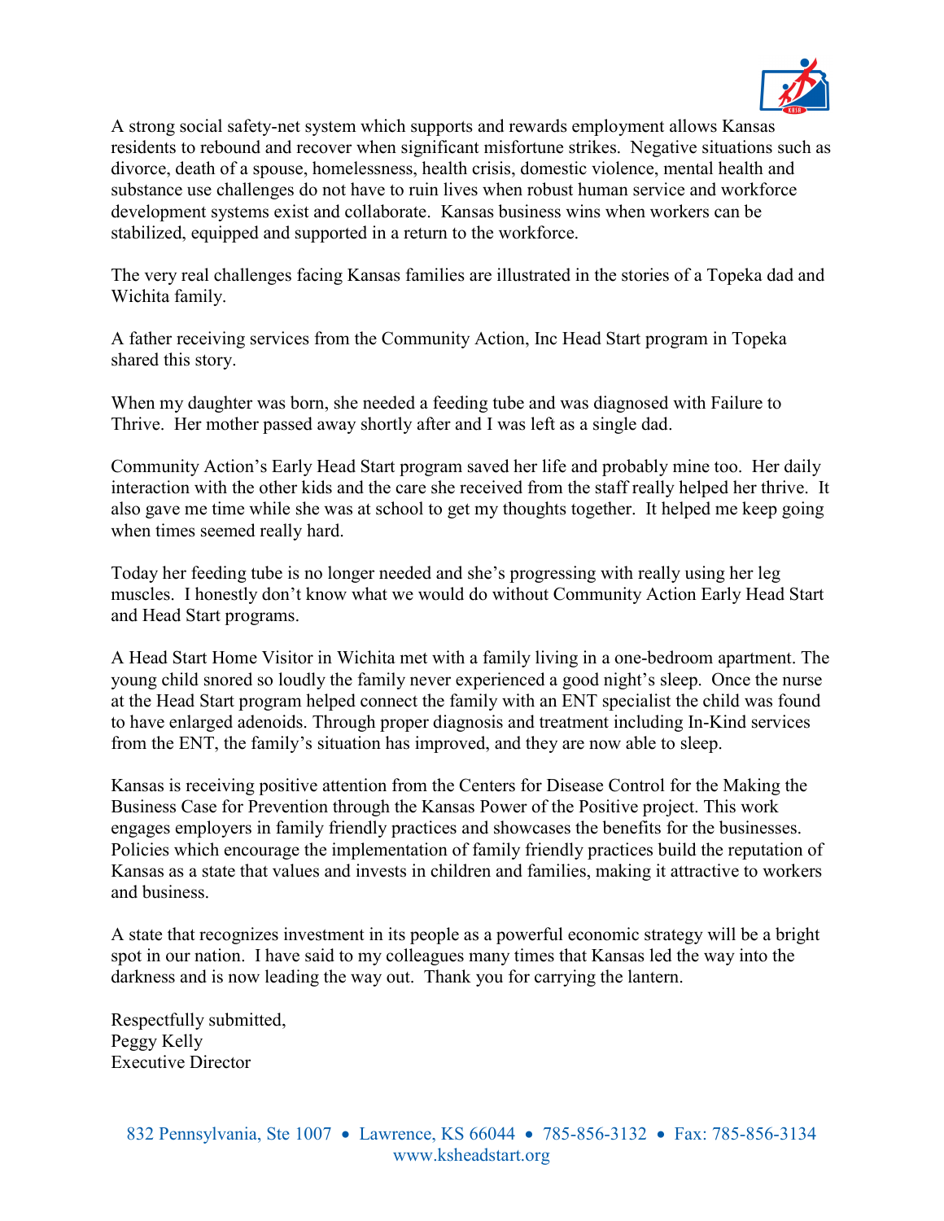A strong social safety-net system which supports and rewards employment allows Kansas residents to rebound and recover when significant misfortune strikes. Negative situations such as divorce, death of a spouse, homelessness, health crisis, domestic violence, mental health and substance use challenges do not have to ruin lives when robust human service and workforce development systems exist and collaborate. Kansas business wins when workers can be stabilized, equipped and supported in a return to the workforce.

The very real challenges facing Kansas families are illustrated in the stories of a Topeka dad and Wichita family.

A father receiving services from the Community Action, Inc Head Start program in Topeka shared this story.

When my daughter was born, she needed a feeding tube and was diagnosed with Failure to Thrive. Her mother passed away shortly after and I was left as a single dad.

Community Action's Early Head Start program saved her life and probably mine too. Her daily interaction with the other kids and the care she received from the staff really helped her thrive. It also gave me time while she was at school to get my thoughts together. It helped me keep going when times seemed really hard.

Today her feeding tube is no longer needed and she's progressing with really using her leg muscles. I honestly don't know what we would do without Community Action Early Head Start and Head Start programs.

A Head Start Home Visitor in Wichita met with a family living in a one-bedroom apartment. The young child snored so loudly the family never experienced a good night's sleep. Once the nurse at the Head Start program helped connect the family with an ENT specialist the child was found to have enlarged adenoids. Through proper diagnosis and treatment including In-Kind services from the ENT, the family's situation has improved, and they are now able to sleep.

Kansas is receiving positive attention from the Centers for Disease Control for the Making the Business Case for Prevention through the Kansas Power of the Positive project. This work engages employers in family friendly practices and showcases the benefits for the businesses. Policies which encourage the implementation of family friendly practices build the reputation of Kansas as a state that values and invests in children and families, making it attractive to workers and business.

A state that recognizes investment in its people as a powerful economic strategy will be a bright spot in our nation. I have said to my colleagues many times that Kansas led the way into the darkness and is now leading the way out. Thank you for carrying the lantern.

Respectfully submitted,
Peggy Kelly
Executive Director

832 Pennsylvania, Ste 1007 • Lawrence, KS 66044 • 785-856-3132 • Fax: 785-856-3134
www.ksheadstart.org